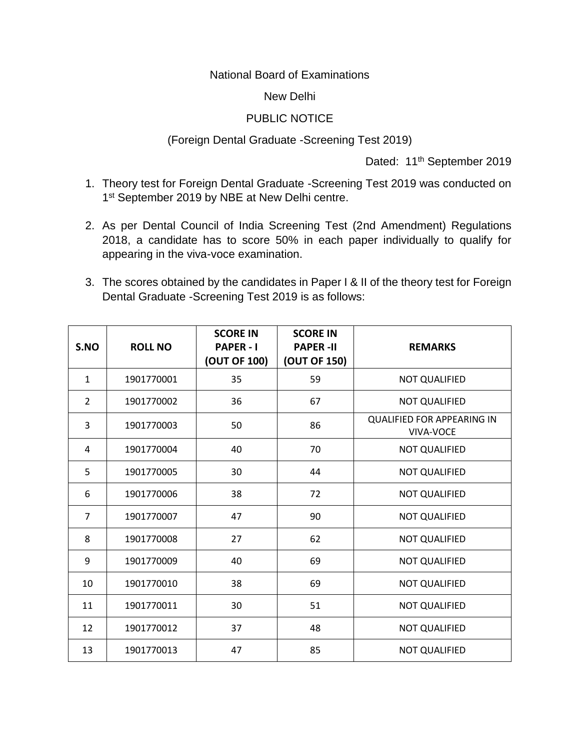National Board of Examinations

New Delhi

PUBLIC NOTICE

(Foreign Dental Graduate -Screening Test 2019)

Dated: 11th September 2019

1. Theory test for Foreign Dental Graduate -Screening Test 2019 was conducted on 1st September 2019 by NBE at New Delhi centre.

2. As per Dental Council of India Screening Test (2nd Amendment) Regulations 2018, a candidate has to score 50% in each paper individually to qualify for appearing in the viva-voce examination.

3. The scores obtained by the candidates in Paper I & II of the theory test for Foreign Dental Graduate -Screening Test 2019 is as follows:

| S.NO | ROLL NO | SCORE IN PAPER - I (OUT OF 100) | SCORE IN PAPER -II (OUT OF 150) | REMARKS |
|---|---|---|---|---|
| 1 | 1901770001 | 35 | 59 | NOT QUALIFIED |
| 2 | 1901770002 | 36 | 67 | NOT QUALIFIED |
| 3 | 1901770003 | 50 | 86 | QUALIFIED FOR APPEARING IN VIVA-VOCE |
| 4 | 1901770004 | 40 | 70 | NOT QUALIFIED |
| 5 | 1901770005 | 30 | 44 | NOT QUALIFIED |
| 6 | 1901770006 | 38 | 72 | NOT QUALIFIED |
| 7 | 1901770007 | 47 | 90 | NOT QUALIFIED |
| 8 | 1901770008 | 27 | 62 | NOT QUALIFIED |
| 9 | 1901770009 | 40 | 69 | NOT QUALIFIED |
| 10 | 1901770010 | 38 | 69 | NOT QUALIFIED |
| 11 | 1901770011 | 30 | 51 | NOT QUALIFIED |
| 12 | 1901770012 | 37 | 48 | NOT QUALIFIED |
| 13 | 1901770013 | 47 | 85 | NOT QUALIFIED |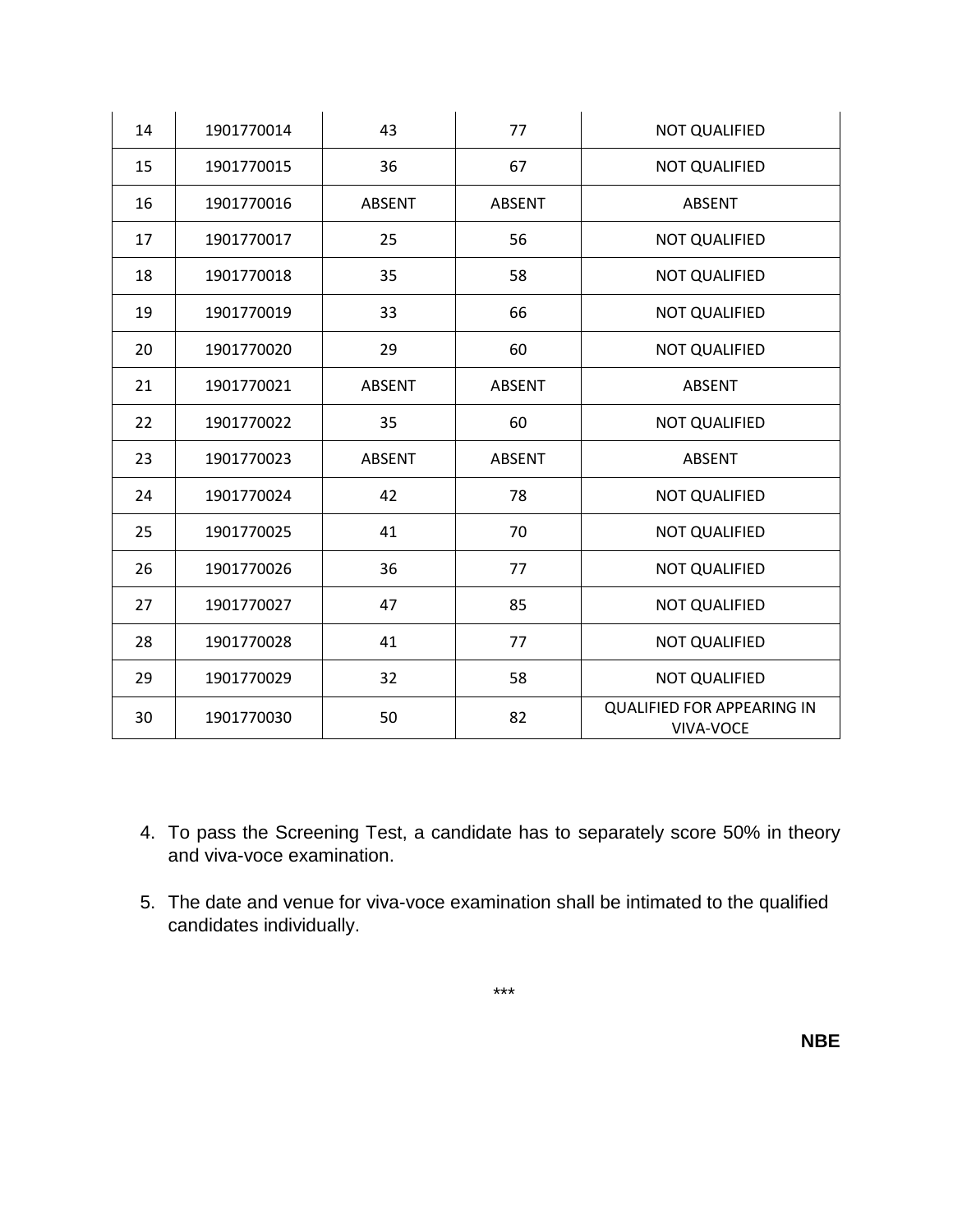| | | | | |
|---|---|---|---|---|
| 14 | 1901770014 | 43 | 77 | NOT QUALIFIED |
| 15 | 1901770015 | 36 | 67 | NOT QUALIFIED |
| 16 | 1901770016 | ABSENT | ABSENT | ABSENT |
| 17 | 1901770017 | 25 | 56 | NOT QUALIFIED |
| 18 | 1901770018 | 35 | 58 | NOT QUALIFIED |
| 19 | 1901770019 | 33 | 66 | NOT QUALIFIED |
| 20 | 1901770020 | 29 | 60 | NOT QUALIFIED |
| 21 | 1901770021 | ABSENT | ABSENT | ABSENT |
| 22 | 1901770022 | 35 | 60 | NOT QUALIFIED |
| 23 | 1901770023 | ABSENT | ABSENT | ABSENT |
| 24 | 1901770024 | 42 | 78 | NOT QUALIFIED |
| 25 | 1901770025 | 41 | 70 | NOT QUALIFIED |
| 26 | 1901770026 | 36 | 77 | NOT QUALIFIED |
| 27 | 1901770027 | 47 | 85 | NOT QUALIFIED |
| 28 | 1901770028 | 41 | 77 | NOT QUALIFIED |
| 29 | 1901770029 | 32 | 58 | NOT QUALIFIED |
| 30 | 1901770030 | 50 | 82 | QUALIFIED FOR APPEARING IN VIVA-VOCE |

4. To pass the Screening Test, a candidate has to separately score 50% in theory and viva-voce examination.

5. The date and venue for viva-voce examination shall be intimated to the qualified candidates individually.

***

**NBE**